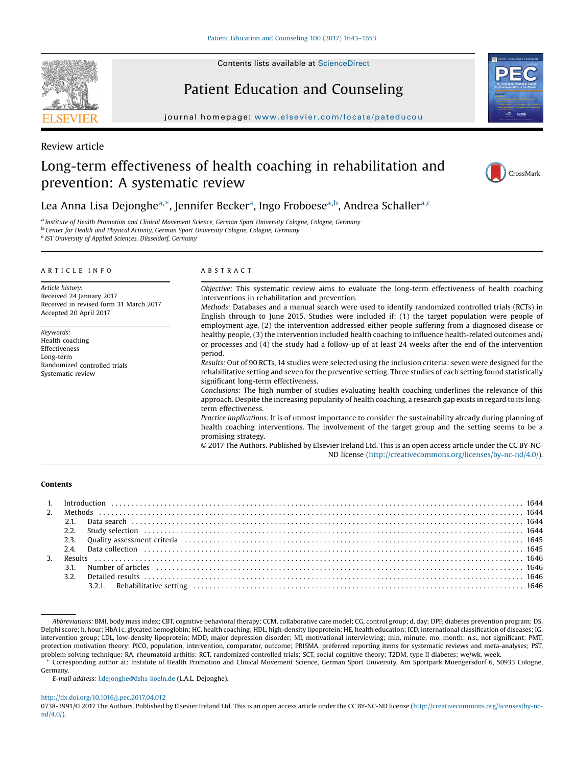Review article

# Long-term effectiveness of health coaching in rehabilitation and prevention: A systematic review

Lea Anna Lisa Dejonghe[a,*], Jennifer Becker[a], Ingo Froboese[a,b], Andrea Schaller[a,c]

[a] Institute of Health Promotion and Clinical Movement Science, German Sport University Cologne, Cologne, Germany
[b] Center for Health and Physical Activity, German Sport University Cologne, Cologne, Germany
[c] IST University of Applied Sciences, Düsseldorf, Germany

## ARTICLE INFO

*Article history:*
Received 24 January 2017
Received in revised form 31 March 2017
Accepted 20 April 2017

*Keywords:*
Health coaching
Effectiveness
Long-term
Randomized controlled trials
Systematic review

## ABSTRACT

*Objective:* This systematic review aims to evaluate the long-term effectiveness of health coaching interventions in rehabilitation and prevention.

*Methods:* Databases and a manual search were used to identify randomized controlled trials (RCTs) in English through to June 2015. Studies were included if: (1) the target population were people of employment age, (2) the intervention addressed either people suffering from a diagnosed disease or healthy people, (3) the intervention included health coaching to influence health-related outcomes and/or processes and (4) the study had a follow-up of at least 24 weeks after the end of the intervention period.

*Results:* Out of 90 RCTs, 14 studies were selected using the inclusion criteria: seven were designed for the rehabilitative setting and seven for the preventive setting. Three studies of each setting found statistically significant long-term effectiveness.

*Conclusions:* The high number of studies evaluating health coaching underlines the relevance of this approach. Despite the increasing popularity of health coaching, a research gap exists in regard to its long-term effectiveness.

*Practice implications:* It is of utmost importance to consider the sustainability already during planning of health coaching interventions. The involvement of the target group and the setting seems to be a promising strategy.

© 2017 The Authors. Published by Elsevier Ireland Ltd. This is an open access article under the CC BY-NC-ND license (http://creativecommons.org/licenses/by-nc-nd/4.0/).

**Contents**

1. Introduction . . . 1644
2. Methods . . . 1644
   - 2.1. Data search . . . 1644
   - 2.2. Study selection . . . 1644
   - 2.3. Quality assessment criteria . . . 1645
   - 2.4. Data collection . . . 1645
3. Results . . . 1646
   - 3.1. Number of articles . . . 1646
   - 3.2. Detailed results . . . 1646
     - 3.2.1. Rehabilitative setting . . . 1646

*Abbreviations:* BMI, body mass index; CBT, cognitive behavioral therapy; CCM, collaborative care model; CG, control group; d, day; DPP, diabetes prevention program; DS, Delphi score; h, hour; HbA1c, glycated hemoglobin; HC, health coaching; HDL, high-density lipoprotein; HE, health education; ICD, international classification of diseases; IG, intervention group; LDL, low-density lipoprotein; MDD, major depression disorder; MI, motivational interviewing; min, minute; mo, month; n.s., not significant; PMT, protection motivation theory; PICO, population, intervention, comparator, outcome; PRISMA, preferred reporting items for systematic reviews and meta-analyses; PST, problem solving technique; RA, rheumatoid arthritis; RCT, randomized controlled trials; SCT, social cognitive theory; T2DM, type II diabetes; we/wk, week.

\* Corresponding author at: Institute of Health Promotion and Clinical Movement Science, German Sport University, Am Sportpark Muengersdorf 6, 50933 Cologne, Germany.

*E-mail address:* l.dejonghe@dshs-koeln.de (L.A.L. Dejonghe).

http://dx.doi.org/10.1016/j.pec.2017.04.012
0738-3991/© 2017 The Authors. Published by Elsevier Ireland Ltd. This is an open access article under the CC BY-NC-ND license (http://creativecommons.org/licenses/by-nc-nd/4.0/).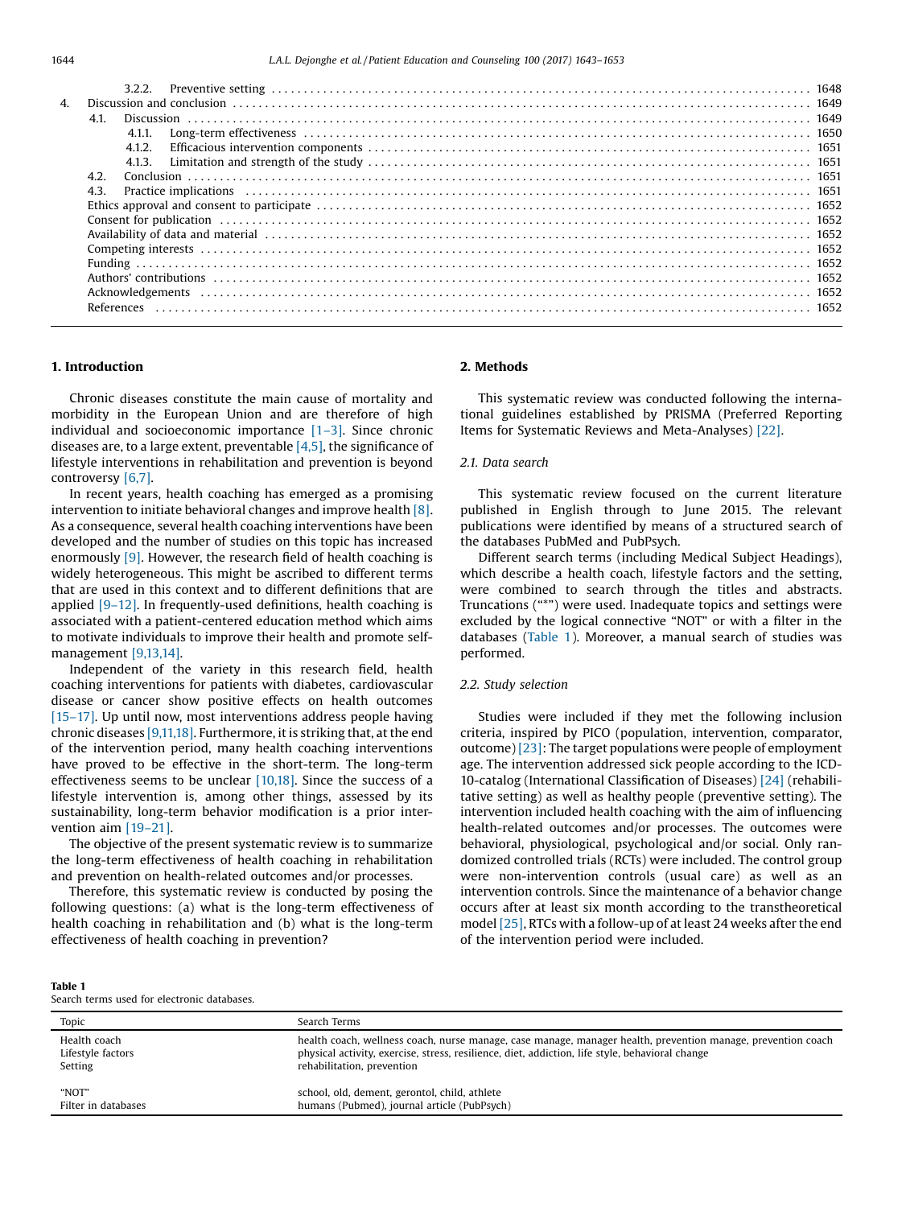| | | | |
|---|---|---|---|
| | 3.2.2. | Preventive setting | 1648 |
| 4. | Discussion and conclusion | | 1649 |
| | 4.1. | Discussion | 1649 |
| | | 4.1.1. Long-term effectiveness | 1650 |
| | | 4.1.2. Efficacious intervention components | 1651 |
| | | 4.1.3. Limitation and strength of the study | 1651 |
| | 4.2. | Conclusion | 1651 |
| | 4.3. | Practice implications | 1651 |
| | Ethics approval and consent to participate | | 1652 |
| | Consent for publication | | 1652 |
| | Availability of data and material | | 1652 |
| | Competing interests | | 1652 |
| | Funding | | 1652 |
| | Authors' contributions | | 1652 |
| | Acknowledgements | | 1652 |
| | References | | 1652 |

## 1. Introduction

Chronic diseases constitute the main cause of mortality and morbidity in the European Union and are therefore of high individual and socioeconomic importance [1–3]. Since chronic diseases are, to a large extent, preventable [4,5], the significance of lifestyle interventions in rehabilitation and prevention is beyond controversy [6,7].

In recent years, health coaching has emerged as a promising intervention to initiate behavioral changes and improve health [8]. As a consequence, several health coaching interventions have been developed and the number of studies on this topic has increased enormously [9]. However, the research field of health coaching is widely heterogeneous. This might be ascribed to different terms that are used in this context and to different definitions that are applied [9–12]. In frequently-used definitions, health coaching is associated with a patient-centered education method which aims to motivate individuals to improve their health and promote self-management [9,13,14].

Independent of the variety in this research field, health coaching interventions for patients with diabetes, cardiovascular disease or cancer show positive effects on health outcomes [15–17]. Up until now, most interventions address people having chronic diseases [9,11,18]. Furthermore, it is striking that, at the end of the intervention period, many health coaching interventions have proved to be effective in the short-term. The long-term effectiveness seems to be unclear [10,18]. Since the success of a lifestyle intervention is, among other things, assessed by its sustainability, long-term behavior modification is a prior intervention aim [19–21].

The objective of the present systematic review is to summarize the long-term effectiveness of health coaching in rehabilitation and prevention on health-related outcomes and/or processes.

Therefore, this systematic review is conducted by posing the following questions: (a) what is the long-term effectiveness of health coaching in rehabilitation and (b) what is the long-term effectiveness of health coaching in prevention?

## 2. Methods

This systematic review was conducted following the international guidelines established by PRISMA (Preferred Reporting Items for Systematic Reviews and Meta-Analyses) [22].

### 2.1. Data search

This systematic review focused on the current literature published in English through to June 2015. The relevant publications were identified by means of a structured search of the databases PubMed and PubPsych.

Different search terms (including Medical Subject Headings), which describe a health coach, lifestyle factors and the setting, were combined to search through the titles and abstracts. Truncations ("*") were used. Inadequate topics and settings were excluded by the logical connective "NOT" or with a filter in the databases (Table 1). Moreover, a manual search of studies was performed.

### 2.2. Study selection

Studies were included if they met the following inclusion criteria, inspired by PICO (population, intervention, comparator, outcome) [23]: The target populations were people of employment age. The intervention addressed sick people according to the ICD-10-catalog (International Classification of Diseases) [24] (rehabilitative setting) as well as healthy people (preventive setting). The intervention included health coaching with the aim of influencing health-related outcomes and/or processes. The outcomes were behavioral, physiological, psychological and/or social. Only randomized controlled trials (RCTs) were included. The control group were non-intervention controls (usual care) as well as an intervention controls. Since the maintenance of a behavior change occurs after at least six month according to the transtheoretical model [25], RTCs with a follow-up of at least 24 weeks after the end of the intervention period were included.

**Table 1**
Search terms used for electronic databases.

| Topic | Search Terms |
|---|---|
| Health coach | health coach, wellness coach, nurse manage, case manage, manager health, prevention manage, prevention coach |
| Lifestyle factors | physical activity, exercise, stress, resilience, diet, addiction, life style, behavioral change |
| Setting | rehabilitation, prevention |
| "NOT" | school, old, dement, gerontol, child, athlete |
| Filter in databases | humans (Pubmed), journal article (PubPsych) |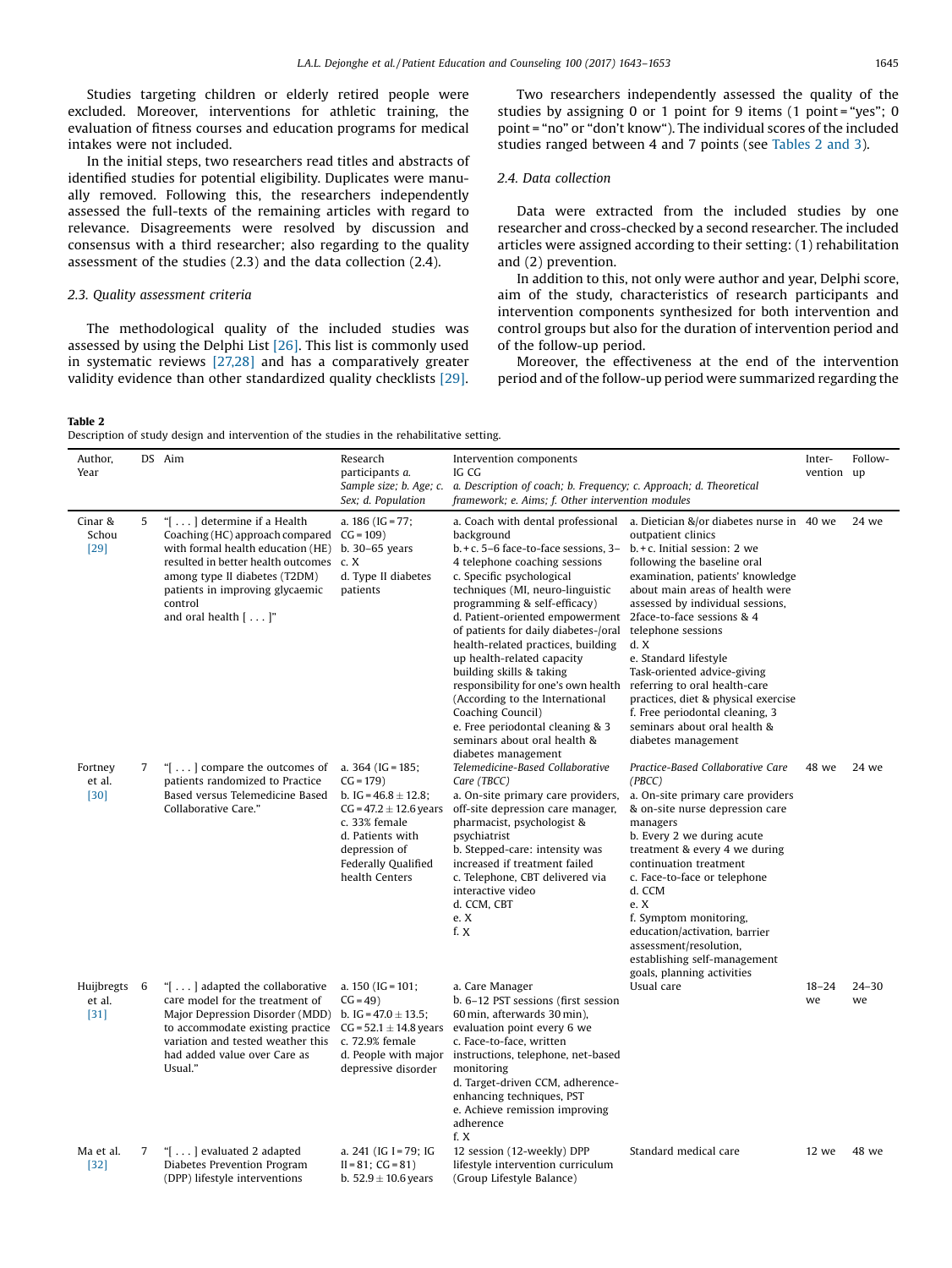Studies targeting children or elderly retired people were excluded. Moreover, interventions for athletic training, the evaluation of fitness courses and education programs for medical intakes were not included.

In the initial steps, two researchers read titles and abstracts of identified studies for potential eligibility. Duplicates were manually removed. Following this, the researchers independently assessed the full-texts of the remaining articles with regard to relevance. Disagreements were resolved by discussion and consensus with a third researcher; also regarding to the quality assessment of the studies (2.3) and the data collection (2.4).

### 2.3. Quality assessment criteria

The methodological quality of the included studies was assessed by using the Delphi List [26]. This list is commonly used in systematic reviews [27,28] and has a comparatively greater validity evidence than other standardized quality checklists [29].

Two researchers independently assessed the quality of the studies by assigning 0 or 1 point for 9 items (1 point = "yes"; 0 point = "no" or "don't know"). The individual scores of the included studies ranged between 4 and 7 points (see Tables 2 and 3).

### 2.4. Data collection

Data were extracted from the included studies by one researcher and cross-checked by a second researcher. The included articles were assigned according to their setting: (1) rehabilitation and (2) prevention.

In addition to this, not only were author and year, Delphi score, aim of the study, characteristics of research participants and intervention components synthesized for both intervention and control groups but also for the duration of intervention period and of the follow-up period.

Moreover, the effectiveness at the end of the intervention period and of the follow-up period were summarized regarding the

**Table 2**
Description of study design and intervention of the studies in the rehabilitative setting.

| Author, Year | DS | Aim | Research participants a. Sample size; b. Age; c. Sex; d. Population | Intervention components IG *a. Description of coach; b. Frequency; c. Approach; d. Theoretical framework; e. Aims; f. Other intervention modules* | CG | Inter-vention | Follow-up |
|---|---|---|---|---|---|---|---|
| Cinar & Schou [29] | 5 | "[ . . . ] determine if a Health Coaching (HC) approach compared with formal health education (HE) resulted in better health outcomes among type II diabetes (T2DM) patients in improving glycaemic control and oral health [ . . . ]" | a. 186 (IG = 77; CG = 109) b. 30–65 years c. X d. Type II diabetes patients | a. Coach with dental professional background b. + c. 5–6 face-to-face sessions, 3–4 telephone coaching sessions c. Specific psychological techniques (MI, neuro-linguistic programming & self-efficacy) d. Patient-oriented empowerment of patients for daily diabetes-/oral health-related practices, building up health-related capacity building skills & taking responsibility for one's own health (According to the International Coaching Council) e. Free periodontal cleaning & 3 seminars about oral health & diabetes management | a. Dietician &/or diabetes nurse in outpatient clinics b. + c. Initial session: 2 we following the baseline oral examination, patients' knowledge about main areas of health were assessed by individual sessions, 2face-to-face sessions & 4 telephone sessions d. X e. Standard lifestyle Task-oriented advice-giving referring to oral health-care practices, diet & physical exercise f. Free periodontal cleaning, 3 seminars about oral health & diabetes management | 40 we | 24 we |
| Fortney et al. [30] | 7 | "[ . . . ] compare the outcomes of patients randomized to Practice Based versus Telemedicine Based Collaborative Care." | a. 364 (IG = 185; CG = 179) b. IG = 46.8 ± 12.8; CG = 47.2 ± 12.6 years c. 33% female d. Patients with depression of Federally Qualified health Centers | *Telemedicine-Based Collaborative Care (TBCC)* a. On-site primary care providers, off-site depression care manager, pharmacist, psychologist & psychiatrist b. Stepped-care: intensity was increased if treatment failed c. Telephone, CBT delivered via interactive video d. CCM, CBT e. X f. X | *Practice-Based Collaborative Care (PBCC)* a. On-site primary care providers & on-site nurse depression care managers b. Every 2 we during acute treatment & every 4 we during continuation treatment c. Face-to-face or telephone d. CCM e. X f. Symptom monitoring, education/activation, barrier assessment/resolution, establishing self-management goals, planning activities | 48 we | 24 we |
| Huijbregts et al. [31] | 6 | "[ . . . ] adapted the collaborative care model for the treatment of Major Depression Disorder (MDD) to accommodate existing practice variation and tested weather this had added value over Care as Usual." | a. 150 (IG = 101; CG = 49) b. IG = 47.0 ± 13.5; CG = 52.1 ± 14.8 years c. 72.9% female d. People with major depressive disorder | a. Care Manager b. 6–12 PST sessions (first session 60 min, afterwards 30 min), evaluation point every 6 we c. Face-to-face, written instructions, telephone, net-based monitoring d. Target-driven CCM, adherence-enhancing techniques, PST e. Achieve remission improving adherence f. X | Usual care | 18–24 we | 24–30 we |
| Ma et al. [32] | 7 | "[ . . . ] evaluated 2 adapted Diabetes Prevention Program (DPP) lifestyle interventions | a. 241 (IG I = 79; IG II = 81; CG = 81) b. 52.9 ± 10.6 years | 12 session (12-weekly) DPP lifestyle intervention curriculum (Group Lifestyle Balance) | Standard medical care | 12 we | 48 we |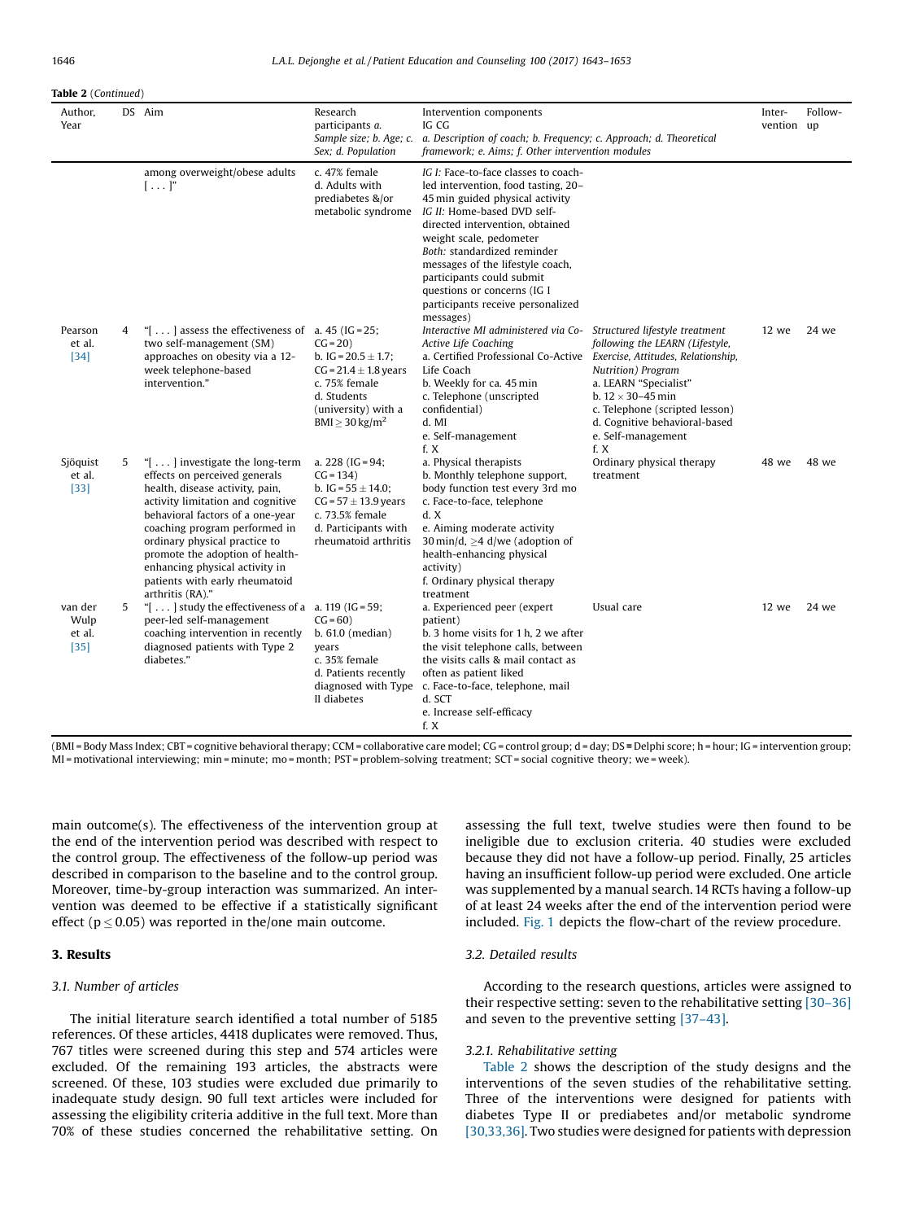**Table 2** (*Continued*)

| Author, Year | DS | Aim | Research participants a. Sample size; b. Age; c. Sex; d. Population | Intervention components IG | CG a. Description of coach; b. Frequency; c. Approach; d. Theoretical framework; e. Aims; f. Other intervention modules | Inter-vention | Follow-up |
|---|---|---|---|---|---|---|---|
| | | among overweight/obese adults [ . . . ]" | c. 47% female<br>d. Adults with prediabetes &/or metabolic syndrome | *IG I:* Face-to-face classes to coach-led intervention, food tasting, 20–45 min guided physical activity<br>*IG II:* Home-based DVD self-directed intervention, obtained weight scale, pedometer<br>*Both:* standardized reminder messages of the lifestyle coach, participants could submit questions or concerns (IG I participants receive personalized messages) | | | |
| Pearson et al. [34] | 4 | "[ . . . ] assess the effectiveness of two self-management (SM) approaches on obesity via a 12-week telephone-based intervention." | a. 45 (IG = 25; CG = 20)<br>b. IG = 20.5 ± 1.7; CG = 21.4 ± 1.8 years<br>c. 75% female<br>d. Students (university) with a BMI ≥ 30 kg/m$^2$ | *Interactive MI administered via Co-Active Life Coaching*<br>a. Certified Professional Co-Active Life Coach<br>b. Weekly for ca. 45 min<br>c. Telephone (unscripted confidential)<br>d. MI<br>e. Self-management<br>f. X | *Structured lifestyle treatment following the LEARN (Lifestyle, Exercise, Attitudes, Relationship, Nutrition) Program*<br>a. LEARN "Specialist"<br>b. 12 × 30–45 min<br>c. Telephone (scripted lesson)<br>d. Cognitive behavioral-based<br>e. Self-management<br>f. X | 12 we | 24 we |
| Sjöquist et al. [33] | 5 | "[ . . . ] investigate the long-term effects on perceived generals health, disease activity, pain, activity limitation and cognitive behavioral factors of a one-year coaching program performed in ordinary physical practice to promote the adoption of health-enhancing physical activity in patients with early rheumatoid arthritis (RA)." | a. 228 (IG = 94; CG = 134)<br>b. IG = 55 ± 14.0; CG = 57 ± 13.9 years<br>c. 73.5% female<br>d. Participants with rheumatoid arthritis | a. Physical therapists<br>b. Monthly telephone support, body function test every 3rd mo<br>c. Face-to-face, telephone<br>d. X<br>e. Aiming moderate activity 30 min/d, ≥4 d/we (adoption of health-enhancing physical activity)<br>f. Ordinary physical therapy treatment | Ordinary physical therapy treatment | 48 we | 48 we |
| van der Wulp et al. [35] | 5 | "[ . . . ] study the effectiveness of a peer-led self-management coaching intervention in recently diagnosed patients with Type 2 diabetes." | a. 119 (IG = 59; CG = 60)<br>b. 61.0 (median) years<br>c. 35% female<br>d. Patients recently diagnosed with Type II diabetes | a. Experienced peer (expert patient)<br>b. 3 home visits for 1 h, 2 we after the visit telephone calls, between the visits calls & mail contact as often as patient liked<br>c. Face-to-face, telephone, mail<br>d. SCT<br>e. Increase self-efficacy<br>f. X | Usual care | 12 we | 24 we |

(BMI = Body Mass Index; CBT = cognitive behavioral therapy; CCM = collaborative care model; CG = control group; d = day; DS = Delphi score; h = hour; IG = intervention group; MI = motivational interviewing; min = minute; mo = month; PST = problem-solving treatment; SCT = social cognitive theory; we = week).

main outcome(s). The effectiveness of the intervention group at the end of the intervention period was described with respect to the control group. The effectiveness of the follow-up period was described in comparison to the baseline and to the control group. Moreover, time-by-group interaction was summarized. An intervention was deemed to be effective if a statistically significant effect ($p \leq 0.05$) was reported in the/one main outcome.

## 3. Results

### 3.1. Number of articles

The initial literature search identified a total number of 5185 references. Of these articles, 4418 duplicates were removed. Thus, 767 titles were screened during this step and 574 articles were excluded. Of the remaining 193 articles, the abstracts were screened. Of these, 103 studies were excluded due primarily to inadequate study design. 90 full text articles were included for assessing the eligibility criteria additive in the full text. More than 70% of these studies concerned the rehabilitative setting. On assessing the full text, twelve studies were then found to be ineligible due to exclusion criteria. 40 studies were excluded because they did not have a follow-up period. Finally, 25 articles having an insufficient follow-up period were excluded. One article was supplemented by a manual search. 14 RCTs having a follow-up of at least 24 weeks after the end of the intervention period were included. Fig. 1 depicts the flow-chart of the review procedure.

### 3.2. Detailed results

According to the research questions, articles were assigned to their respective setting: seven to the rehabilitative setting [30–36] and seven to the preventive setting [37–43].

#### 3.2.1. Rehabilitative setting

Table 2 shows the description of the study designs and the interventions of the seven studies of the rehabilitative setting. Three of the interventions were designed for patients with diabetes Type II or prediabetes and/or metabolic syndrome [30,33,36]. Two studies were designed for patients with depression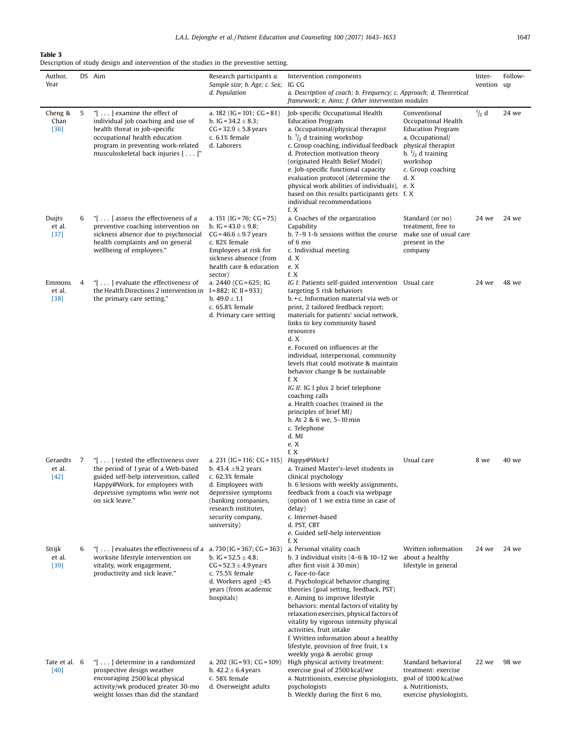**Table 3**
Description of study design and intervention of the studies in the preventive setting.

| Author, Year | DS | Aim | Research participants *a. Sample size; b. Age; c. Sex; d. Population* | Intervention components IG | CG *a. Description of coach; b. Frequency; c. Approach; d. Theoretical framework; e. Aims; f. Other intervention modules* | Inter-vention | Follow-up |
|---|---|---|---|---|---|---|---|
| Cheng & Chan [36] | 5 | "[ . . . ] examine the effect of individual job coaching and use of health threat in job-specific occupational health education program in preventing work-related musculoskeletal back injuries [ . . . ]" | a. 182 (IG = 101; CG = 81) b. IG = 34.2 ± 8.3; CG = 32.9 ± 5.8 years c. 6.1% female d. Laborers | Job-specific Occupational Health Education Program a. Occupational/physical therapist b. ½ d training workshop c. Group coaching, individual feedback d. Protection motivation theory (originated Health Belief Model) e. Job-specific functional capacity evaluation protocol (determine the physical work abilities of individuals), based on this results participants gets individual recommendations f. X | Conventional Occupational Health Education Program a. Occupational/ physical therapist b. ½ d training workshop c. Group coaching d. X e. X f. X | ½ d | 24 we |
| Duijts et al. [37] | 6 | "[ . . . ] assess the effectiveness of a preventive coaching intervention on sickness absence due to psychosocial health complaints and on general wellbeing of employees." | a. 151 (IG = 76; CG = 75) b. IG = 43.0 ± 9.8; CG = 46.6 ± 9.7 years c. 82% female Employees at risk for sickness absence (from health care & education sector) | a. Coaches of the organization Capability b. 7–9 1-h sessions within the course of 6 mo c. Individual meeting d. X e. X f. X | Standard (or no) treatment, free to make use of usual care present in the company | 24 we | 24 we |
| Emmons et al. [38] | 4 | "[ . . . ] evaluate the effectiveness of the Health Directions 2 intervention in the primary care setting." | a. 2440 (CG = 625; IG I = 882; IC II = 933) b. 49.0 ± 1.1 c. 65.8% female d. Primary care setting | *IG I:* Patients self-guided intervention targeting 5 risk behaviors b. + c. Information material via web or print, 2 tailored feedback report; materials for patients' social network, links to key community based resources d. X e. Focused on influences at the individual, interpersonal, community levels that could motivate & maintain behavior change & be sustainable f. X *IG II:* IG I plus 2 brief telephone coaching calls a. Health coaches (trained in the principles of brief MI) b. At 2 & 6 we, 5–10 min c. Telephone d. MI e. X f. X | Usual care | 24 we | 48 we |
| Geraedts et al. [42] | 7 | "[ . . . ] tested the effectiveness over the period of 1 year of a Web-based guided self-help intervention, called Happy@Work, for employees with depressive symptoms who were not on sick leave." | a. 231 (IG = 116; CG = 115) b. 43.4 ±9.2 years c. 62.3% female d. Employees with depressive symptoms (banking companies, research institutes, security company, university) | *Happy@Work1* a. Trained Master's-level students in clinical psychology b. 6 lessons with weekly assignments, feedback from a coach via webpage (option of 1 we extra time in case of delay) c. Internet-based d. PST, CBT e. Guided self-help intervention f. X | Usual care | 8 we | 40 we |
| Strijk et al. [39] | 6 | "[ . . . ] evaluates the effectiveness of a worksite lifestyle intervention on vitality, work engagement, productivity and sick leave." | a. 730 (IG = 367; CG = 363) b. IG = 52.5 ± 4.8; CG = 52.3 ± 4.9 years c. 75.5% female d. Workers aged ≥45 years (from academic hospitals) | a. Personal vitality coach b. 3 individual visits (4–6 & 10–12 we after first visit á 30 min) c. Face-to-face d. Psychological behavior changing theories (goal setting, feedback, PST) e. Aiming to improve lifestyle behaviors: mental factors of vitality by relaxation exercises, physical factors of vitality by vigorous intensity physical activities, fruit intake f. Written information about a healthy lifestyle, provision of free fruit, 1 x weekly yoga & aerobic group | Written information about a healthy lifestyle in general | 24 we | 24 we |
| Tate et al. [40] | 6 | "[ . . . ] determine in a randomized prospective design weather encouraging 2500 kcal physical activity/wk produced greater 30-mo weight losses than did the standard | a. 202 (IG = 93; CG = 109) b. 42.2 ± 6.4 years c. 58% female d. Overweight adults | High physical activity treatment: exercise goal of 2500 kcal/we a. Nutritionists, exercise physiologists, psychologists b. Weekly during the first 6 mo, | Standard behavioral treatment: exercise goal of 1000 kcal/we a. Nutritionists, exercise physiologists, | 22 we | 98 we |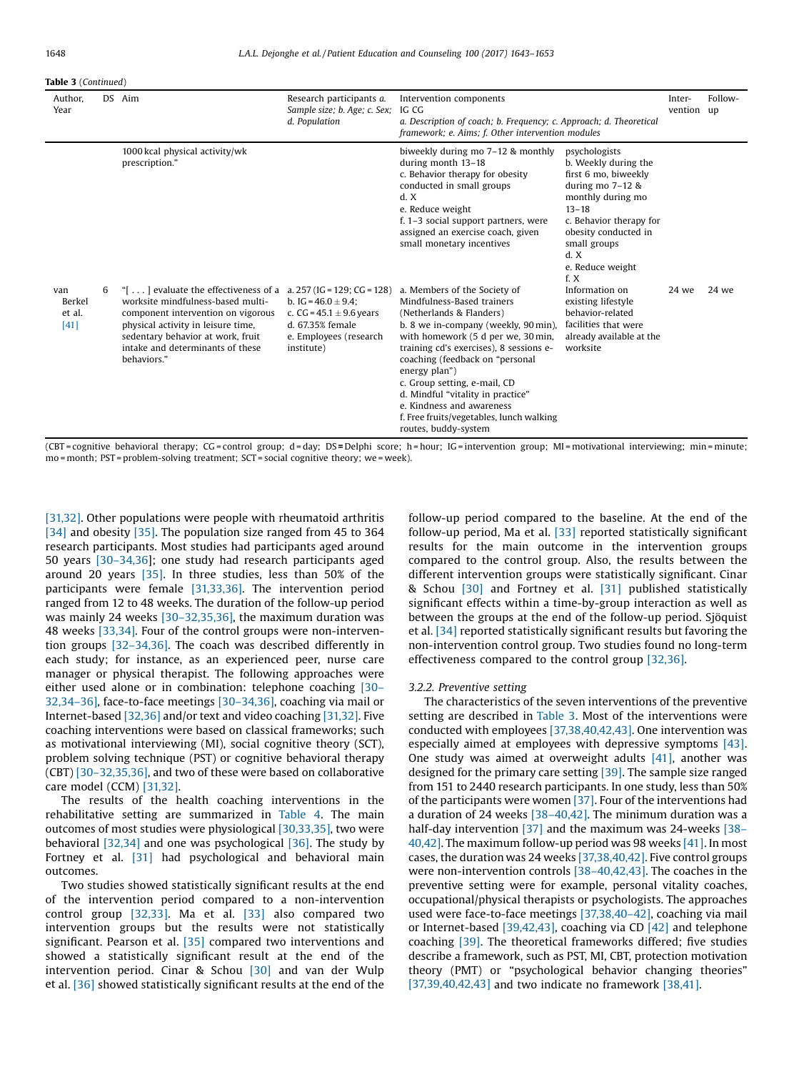**Table 3** (*Continued*)

| Author, Year | DS | Aim | Research participants a. *Sample size; b. Age; c. Sex; d. Population* | Intervention components IG *a. Description of coach; b. Frequency; c. Approach; d. Theoretical framework; e. Aims; f. Other intervention modules* | CG | Inter-vention | Follow-up |
|---|---|---|---|---|---|---|---|
| | | 1000 kcal physical activity/wk prescription." | | biweekly during mo 7–12 & monthly during month 13–18<br>c. Behavior therapy for obesity conducted in small groups<br>d. X<br>e. Reduce weight<br>f. 1–3 social support partners, were assigned an exercise coach, given small monetary incentives | psychologists<br>b. Weekly during the first 6 mo, biweekly during mo 7–12 & monthly during mo 13–18<br>c. Behavior therapy for obesity conducted in small groups<br>d. X<br>e. Reduce weight<br>f. X | | |
| van Berkel et al. [41] | 6 | "[ . . . ] evaluate the effectiveness of a worksite mindfulness-based multi-component intervention on vigorous physical activity in leisure time, sedentary behavior at work, fruit intake and determinants of these behaviors." | a. 257 (IG = 129; CG = 128)<br>b. IG = 46.0 ± 9.4;<br>c. CG = 45.1 ± 9.6 years<br>d. 67.35% female<br>e. Employees (research institute) | a. Members of the Society of Mindfulness-Based trainers (Netherlands & Flanders)<br>b. 8 we in-company (weekly, 90 min), with homework (5 d per we, 30 min, training cd's exercises), 8 sessions e-coaching (feedback on "personal energy plan")<br>c. Group setting, e-mail, CD<br>d. Mindful "vitality in practice"<br>e. Kindness and awareness<br>f. Free fruits/vegetables, lunch walking routes, buddy-system | Information on existing lifestyle behavior-related facilities that were already available at the worksite | 24 we | 24 we |

(CBT = cognitive behavioral therapy; CG = control group; d = day; DS = Delphi score; h = hour; IG = intervention group; MI = motivational interviewing; min = minute; mo = month; PST = problem-solving treatment; SCT = social cognitive theory; we = week).

[31,32]. Other populations were people with rheumatoid arthritis [34] and obesity [35]. The population size ranged from 45 to 364 research participants. Most studies had participants aged around 50 years [30–34,36]; one study had research participants aged around 20 years [35]. In three studies, less than 50% of the participants were female [31,33,36]. The intervention period ranged from 12 to 48 weeks. The duration of the follow-up period was mainly 24 weeks [30–32,35,36], the maximum duration was 48 weeks [33,34]. Four of the control groups were non-intervention groups [32–34,36]. The coach was described differently in each study; for instance, as an experienced peer, nurse care manager or physical therapist. The following approaches were either used alone or in combination: telephone coaching [30–32,34–36], face-to-face meetings [30–34,36], coaching via mail or Internet-based [32,36] and/or text and video coaching [31,32]. Five coaching interventions were based on classical frameworks; such as motivational interviewing (MI), social cognitive theory (SCT), problem solving technique (PST) or cognitive behavioral therapy (CBT) [30–32,35,36], and two of these were based on collaborative care model (CCM) [31,32].

The results of the health coaching interventions in the rehabilitative setting are summarized in Table 4. The main outcomes of most studies were physiological [30,33,35], two were behavioral [32,34] and one was psychological [36]. The study by Fortney et al. [31] had psychological and behavioral main outcomes.

Two studies showed statistically significant results at the end of the intervention period compared to a non-intervention control group [32,33]. Ma et al. [33] also compared two intervention groups but the results were not statistically significant. Pearson et al. [35] compared two interventions and showed a statistically significant result at the end of the intervention period. Cinar & Schou [30] and van der Wulp et al. [36] showed statistically significant results at the end of the follow-up period compared to the baseline. At the end of the follow-up period, Ma et al. [33] reported statistically significant results for the main outcome in the intervention groups compared to the control group. Also, the results between the different intervention groups were statistically significant. Cinar & Schou [30] and Fortney et al. [31] published statistically significant effects within a time-by-group interaction as well as between the groups at the end of the follow-up period. Sjöquist et al. [34] reported statistically significant results but favoring the non-intervention control group. Two studies found no long-term effectiveness compared to the control group [32,36].

### 3.2.2. Preventive setting

The characteristics of the seven interventions of the preventive setting are described in Table 3. Most of the interventions were conducted with employees [37,38,40,42,43]. One intervention was especially aimed at employees with depressive symptoms [43]. One study was aimed at overweight adults [41], another was designed for the primary care setting [39]. The sample size ranged from 151 to 2440 research participants. In one study, less than 50% of the participants were women [37]. Four of the interventions had a duration of 24 weeks [38–40,42]. The minimum duration was a half-day intervention [37] and the maximum was 24-weeks [38–40,42]. The maximum follow-up period was 98 weeks [41]. In most cases, the duration was 24 weeks [37,38,40,42]. Five control groups were non-intervention controls [38–40,42,43]. The coaches in the preventive setting were for example, personal vitality coaches, occupational/physical therapists or psychologists. The approaches used were face-to-face meetings [37,38,40–42], coaching via mail or Internet-based [39,42,43], coaching via CD [42] and telephone coaching [39]. The theoretical frameworks differed; five studies describe a framework, such as PST, MI, CBT, protection motivation theory (PMT) or "psychological behavior changing theories" [37,39,40,42,43] and two indicate no framework [38,41].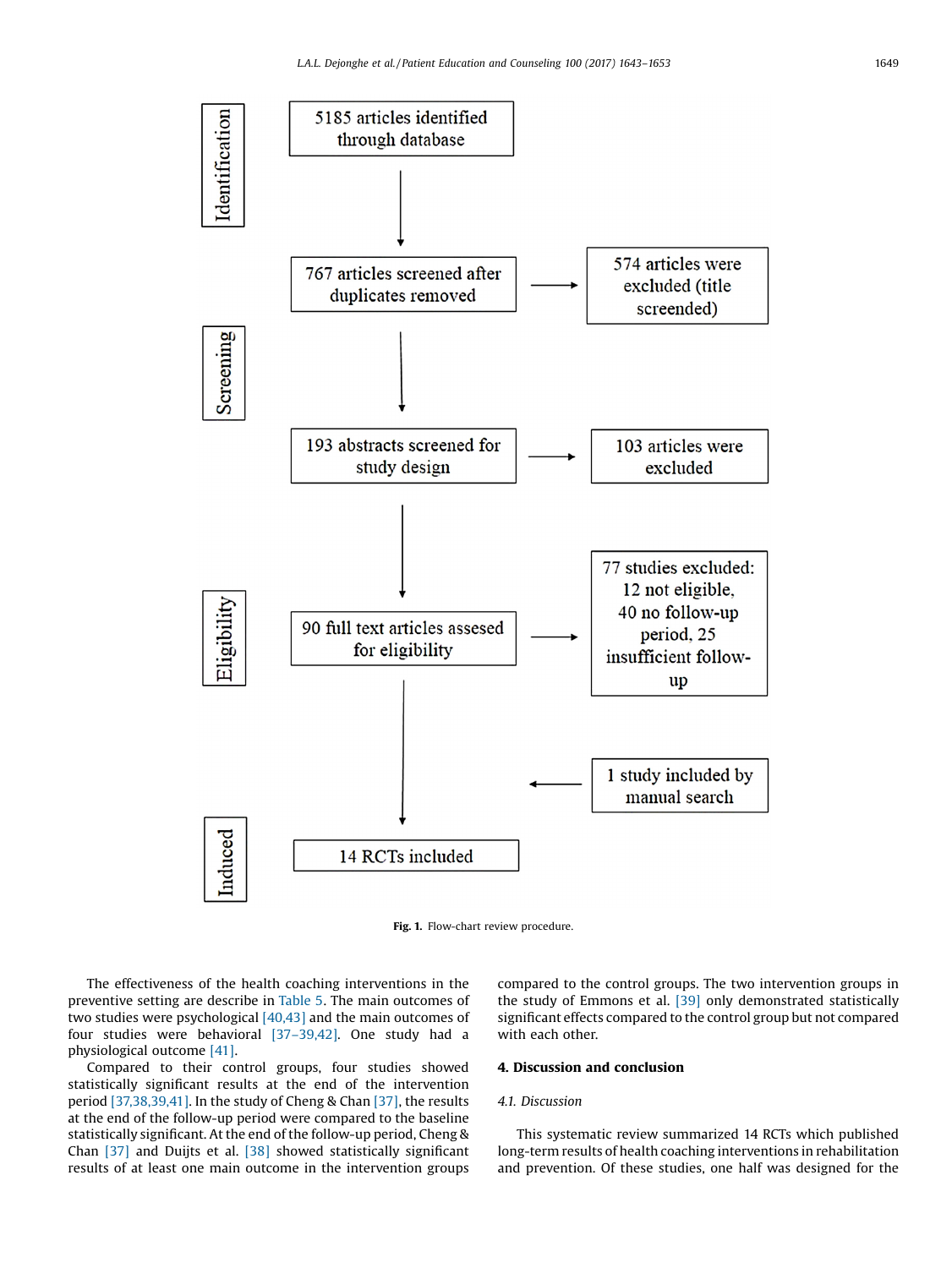Identification

5185 articles identified through database

Screening

767 articles screened after duplicates removed → 574 articles were excluded (title screended)

193 abstracts screened for study design → 103 articles were excluded

Eligibility

90 full text articles assesed for eligibility → 77 studies excluded: 12 not eligible, 40 no follow-up period, 25 insufficient follow-up

1 study included by manual search

Induced

14 RCTs included

**Fig. 1.** Flow-chart review procedure.

The effectiveness of the health coaching interventions in the preventive setting are describe in Table 5. The main outcomes of two studies were psychological [40,43] and the main outcomes of four studies were behavioral [37–39,42]. One study had a physiological outcome [41].

Compared to their control groups, four studies showed statistically significant results at the end of the intervention period [37,38,39,41]. In the study of Cheng & Chan [37], the results at the end of the follow-up period were compared to the baseline statistically significant. At the end of the follow-up period, Cheng & Chan [37] and Duijts et al. [38] showed statistically significant results of at least one main outcome in the intervention groups compared to the control groups. The two intervention groups in the study of Emmons et al. [39] only demonstrated statistically significant effects compared to the control group but not compared with each other.

## 4. Discussion and conclusion

### 4.1. Discussion

This systematic review summarized 14 RCTs which published long-term results of health coaching interventions in rehabilitation and prevention. Of these studies, one half was designed for the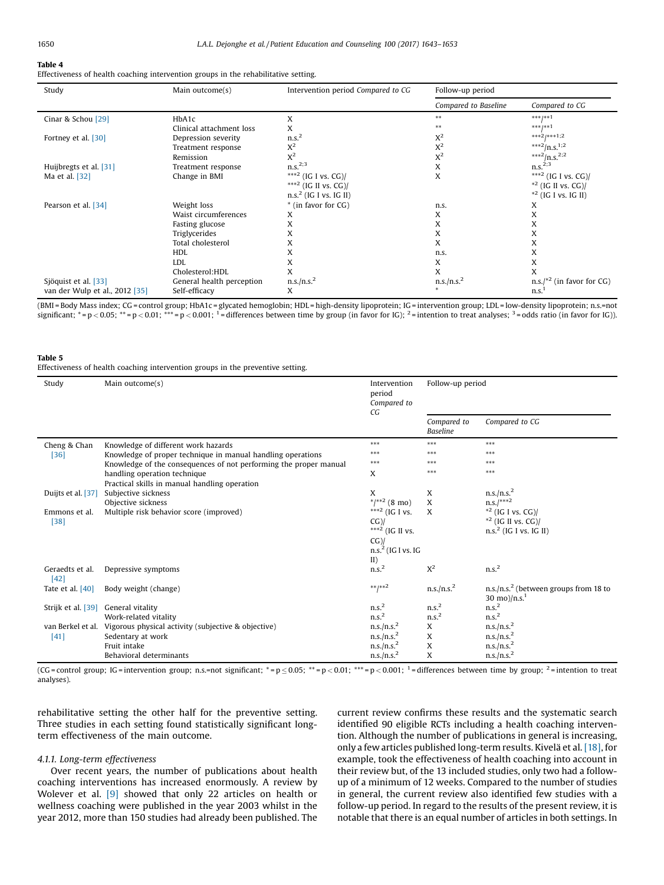**Table 4**
Effectiveness of health coaching intervention groups in the rehabilitative setting.

| Study | Main outcome(s) | Intervention period *Compared to CG* | Follow-up period | |
|---|---|---|---|---|
| | | | *Compared to Baseline* | *Compared to CG* |
| Cinar & Schou [29] | HbA1c | X | ** | ***/**1 |
| | Clinical attachment loss | X | ** | ***/**1 |
| Fortney et al. [30] | Depression severity | n.s.2 | X2 | ***2/***1;2 |
| | Treatment response | X2 | X2 | ***2/n.s.1;2 |
| | Remission | X2 | X2 | ***2/n.s.2;2 |
| Huijbregts et al. [31] | Treatment response | n.s.2;3 | X | n.s.2;3 |
| Ma et al. [32] | Change in BMI | ***2 (IG I vs. CG)/ ***2 (IG II vs. CG)/ n.s.2 (IG I vs. IG II) | X | ***2 (IG I vs. CG)/ *2 (IG II vs. CG)/ *2 (IG I vs. IG II) |
| Pearson et al. [34] | Weight loss | * (in favor for CG) | n.s. | X |
| | Waist circumferences | X | X | X |
| | Fasting glucose | X | X | X |
| | Triglycerides | X | X | X |
| | Total cholesterol | X | X | X |
| | HDL | X | n.s. | X |
| | LDL | X | X | X |
| | Cholesterol:HDL | X | X | X |
| Sjöquist et al. [33] | General health perception | n.s./n.s.2 | n.s./n.s.2 | n.s./*2 (in favor for CG) |
| van der Wulp et al., 2012 [35] | Self-efficacy | X | * | n.s.1 |

(BMI = Body Mass index; CG = control group; HbA1c = glycated hemoglobin; HDL = high-density lipoprotein; IG = intervention group; LDL = low-density lipoprotein; n.s.=not significant; * = p < 0.05; ** = p < 0.01; *** = p < 0.001; 1 = differences between time by group (in favor for IG); 2 = intention to treat analyses; 3 = odds ratio (in favor for IG)).

**Table 5**
Effectiveness of health coaching intervention groups in the preventive setting.

| Study | Main outcome(s) | Intervention period *Compared to CG* | Follow-up period | |
|---|---|---|---|---|
| | | | *Compared to Baseline* | *Compared to CG* |
| Cheng & Chan [36] | Knowledge of different work hazards | *** | *** | *** |
| | Knowledge of proper technique in manual handling operations | *** | *** | *** |
| | Knowledge of the consequences of not performing the proper manual handling operation technique | *** | *** | *** |
| | Practical skills in manual handling operation | X | *** | *** |
| Duijts et al. [37] | Subjective sickness | X | X | n.s./n.s.2 |
| | Objective sickness | */**2 (8 mo) | X | n.s./***2 |
| Emmons et al. [38] | Multiple risk behavior score (improved) | ***2 (IG I vs. CG)/ ***2 (IG II vs. CG)/ n.s.2 (IG I vs. IG II) | X | *2 (IG I vs. CG)/ *2 (IG II vs. CG)/ n.s.2 (IG I vs. IG II) |
| Geraedts et al. [42] | Depressive symptoms | n.s.2 | X2 | n.s.2 |
| Tate et al. [40] | Body weight (change) | **/**2 | n.s./n.s.2 | n.s./n.s.2 (between groups from 18 to 30 mo)/n.s.1 |
| Strijk et al. [39] | General vitality | n.s.2 | n.s.2 | n.s.2 |
| | Work-related vitality | n.s.2 | n.s.2 | n.s.2 |
| van Berkel et al. [41] | Vigorous physical activity (subjective & objective) | n.s./n.s.2 | X | n.s./n.s.2 |
| | Sedentary at work | n.s./n.s.2 | X | n.s./n.s.2 |
| | Fruit intake | n.s./n.s.2 | X | n.s./n.s.2 |
| | Behavioral determinants | n.s./n.s.2 | X | n.s./n.s.2 |

(CG = control group; IG = intervention group; n.s.=not significant; * = p ≤ 0.05; ** = p < 0.01; *** = p < 0.001; 1 = differences between time by group; 2 = intention to treat analyses).

rehabilitative setting the other half for the preventive setting. Three studies in each setting found statistically significant long-term effectiveness of the main outcome.

#### 4.1.1. Long-term effectiveness

Over recent years, the number of publications about health coaching interventions has increased enormously. A review by Wolever et al. [9] showed that only 22 articles on health or wellness coaching were published in the year 2003 whilst in the year 2012, more than 150 studies had already been published. The current review confirms these results and the systematic search identified 90 eligible RCTs including a health coaching intervention. Although the number of publications in general is increasing, only a few articles published long-term results. Kivelä et al. [18], for example, took the effectiveness of health coaching into account in their review but, of the 13 included studies, only two had a follow-up of a minimum of 12 weeks. Compared to the number of studies in general, the current review also identified few studies with a follow-up period. In regard to the results of the present review, it is notable that there is an equal number of articles in both settings. In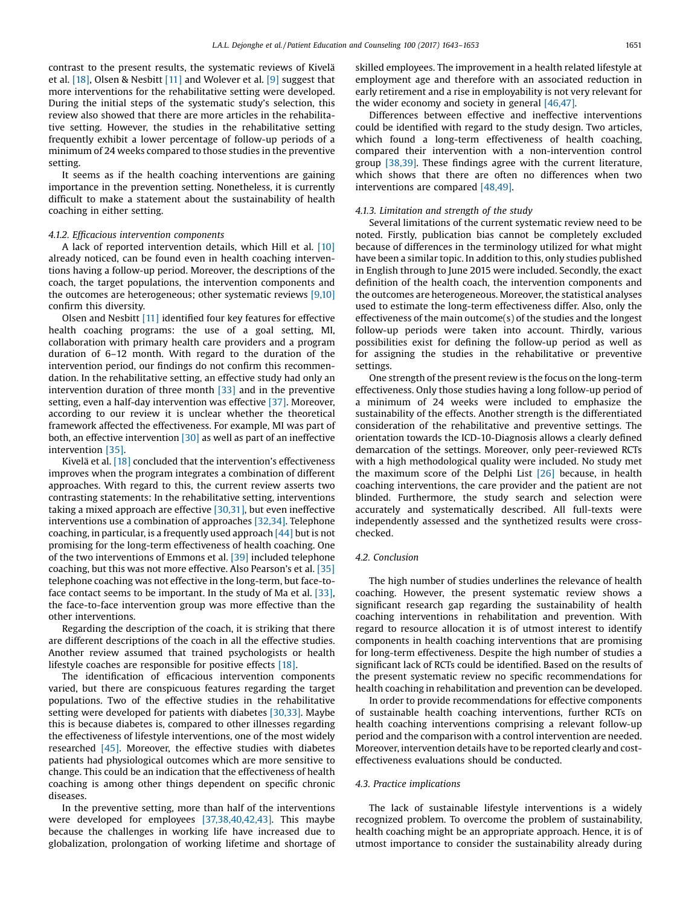contrast to the present results, the systematic reviews of Kivelä et al. [18], Olsen & Nesbitt [11] and Wolever et al. [9] suggest that more interventions for the rehabilitative setting were developed. During the initial steps of the systematic study's selection, this review also showed that there are more articles in the rehabilitative setting. However, the studies in the rehabilitative setting frequently exhibit a lower percentage of follow-up periods of a minimum of 24 weeks compared to those studies in the preventive setting.

It seems as if the health coaching interventions are gaining importance in the prevention setting. Nonetheless, it is currently difficult to make a statement about the sustainability of health coaching in either setting.

#### *4.1.2. Efficacious intervention components*

A lack of reported intervention details, which Hill et al. [10] already noticed, can be found even in health coaching interventions having a follow-up period. Moreover, the descriptions of the coach, the target populations, the intervention components and the outcomes are heterogeneous; other systematic reviews [9,10] confirm this diversity.

Olsen and Nesbitt [11] identified four key features for effective health coaching programs: the use of a goal setting, MI, collaboration with primary health care providers and a program duration of 6–12 month. With regard to the duration of the intervention period, our findings do not confirm this recommendation. In the rehabilitative setting, an effective study had only an intervention duration of three month [33] and in the preventive setting, even a half-day intervention was effective [37]. Moreover, according to our review it is unclear whether the theoretical framework affected the effectiveness. For example, MI was part of both, an effective intervention [30] as well as part of an ineffective intervention [35].

Kivelä et al. [18] concluded that the intervention's effectiveness improves when the program integrates a combination of different approaches. With regard to this, the current review asserts two contrasting statements: In the rehabilitative setting, interventions taking a mixed approach are effective [30,31], but even ineffective interventions use a combination of approaches [32,34]. Telephone coaching, in particular, is a frequently used approach [44] but is not promising for the long-term effectiveness of health coaching. One of the two interventions of Emmons et al. [39] included telephone coaching, but this was not more effective. Also Pearson's et al. [35] telephone coaching was not effective in the long-term, but face-to-face contact seems to be important. In the study of Ma et al. [33], the face-to-face intervention group was more effective than the other interventions.

Regarding the description of the coach, it is striking that there are different descriptions of the coach in all the effective studies. Another review assumed that trained psychologists or health lifestyle coaches are responsible for positive effects [18].

The identification of efficacious intervention components varied, but there are conspicuous features regarding the target populations. Two of the effective studies in the rehabilitative setting were developed for patients with diabetes [30,33]. Maybe this is because diabetes is, compared to other illnesses regarding the effectiveness of lifestyle interventions, one of the most widely researched [45]. Moreover, the effective studies with diabetes patients had physiological outcomes which are more sensitive to change. This could be an indication that the effectiveness of health coaching is among other things dependent on specific chronic diseases.

In the preventive setting, more than half of the interventions were developed for employees [37,38,40,42,43]. This maybe because the challenges in working life have increased due to globalization, prolongation of working lifetime and shortage of skilled employees. The improvement in a health related lifestyle at employment age and therefore with an associated reduction in early retirement and a rise in employability is not very relevant for the wider economy and society in general [46,47].

Differences between effective and ineffective interventions could be identified with regard to the study design. Two articles, which found a long-term effectiveness of health coaching, compared their intervention with a non-intervention control group [38,39]. These findings agree with the current literature, which shows that there are often no differences when two interventions are compared [48,49].

#### *4.1.3. Limitation and strength of the study*

Several limitations of the current systematic review need to be noted. Firstly, publication bias cannot be completely excluded because of differences in the terminology utilized for what might have been a similar topic. In addition to this, only studies published in English through to June 2015 were included. Secondly, the exact definition of the health coach, the intervention components and the outcomes are heterogeneous. Moreover, the statistical analyses used to estimate the long-term effectiveness differ. Also, only the effectiveness of the main outcome(s) of the studies and the longest follow-up periods were taken into account. Thirdly, various possibilities exist for defining the follow-up period as well as for assigning the studies in the rehabilitative or preventive settings.

One strength of the present review is the focus on the long-term effectiveness. Only those studies having a long follow-up period of a minimum of 24 weeks were included to emphasize the sustainability of the effects. Another strength is the differentiated consideration of the rehabilitative and preventive settings. The orientation towards the ICD-10-Diagnosis allows a clearly defined demarcation of the settings. Moreover, only peer-reviewed RCTs with a high methodological quality were included. No study met the maximum score of the Delphi List [26] because, in health coaching interventions, the care provider and the patient are not blinded. Furthermore, the study search and selection were accurately and systematically described. All full-texts were independently assessed and the synthetized results were cross-checked.

### *4.2. Conclusion*

The high number of studies underlines the relevance of health coaching. However, the present systematic review shows a significant research gap regarding the sustainability of health coaching interventions in rehabilitation and prevention. With regard to resource allocation it is of utmost interest to identify components in health coaching interventions that are promising for long-term effectiveness. Despite the high number of studies a significant lack of RCTs could be identified. Based on the results of the present systematic review no specific recommendations for health coaching in rehabilitation and prevention can be developed.

In order to provide recommendations for effective components of sustainable health coaching interventions, further RCTs on health coaching interventions comprising a relevant follow-up period and the comparison with a control intervention are needed. Moreover, intervention details have to be reported clearly and cost-effectiveness evaluations should be conducted.

### *4.3. Practice implications*

The lack of sustainable lifestyle interventions is a widely recognized problem. To overcome the problem of sustainability, health coaching might be an appropriate approach. Hence, it is of utmost importance to consider the sustainability already during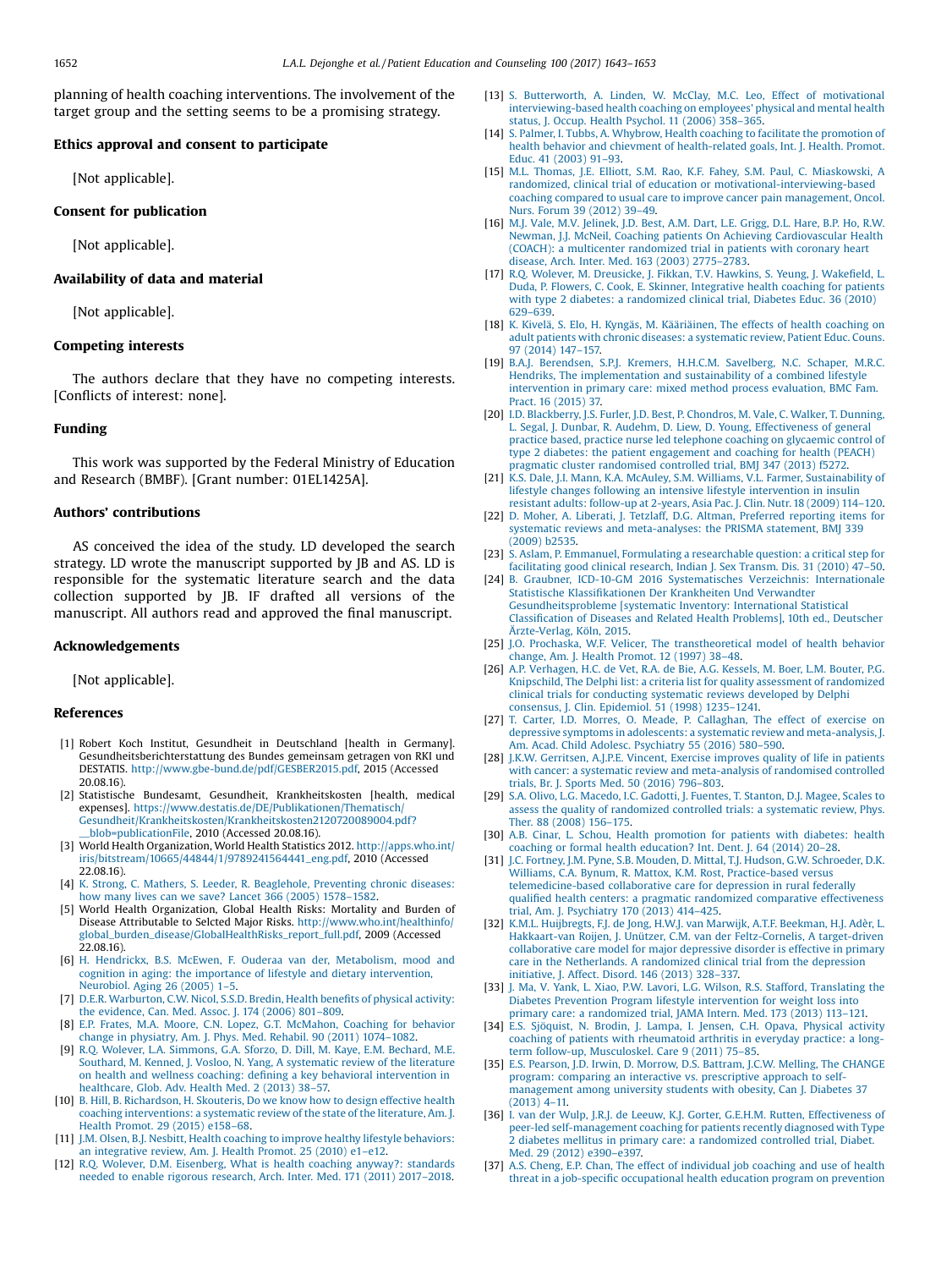planning of health coaching interventions. The involvement of the target group and the setting seems to be a promising strategy.

## Ethics approval and consent to participate

[Not applicable].

## Consent for publication

[Not applicable].

## Availability of data and material

[Not applicable].

## Competing interests

The authors declare that they have no competing interests. [Conflicts of interest: none].

## Funding

This work was supported by the Federal Ministry of Education and Research (BMBF). [Grant number: 01EL1425A].

## Authors' contributions

AS conceived the idea of the study. LD developed the search strategy. LD wrote the manuscript supported by JB and AS. LD is responsible for the systematic literature search and the data collection supported by JB. IF drafted all versions of the manuscript. All authors read and approved the final manuscript.

## Acknowledgements

[Not applicable].

## References

[1] Robert Koch Institut, Gesundheit in Deutschland [health in Germany]. Gesundheitsberichterstattung des Bundes gemeinsam getragen von RKI und DESTATIS. http://www.gbe-bund.de/pdf/GESBER2015.pdf, 2015 (Accessed 20.08.16).

[2] Statistische Bundesamt, Gesundheit, Krankheitskosten [health, medical expenses]. https://www.destatis.de/DE/Publikationen/Thematisch/Gesundheit/Krankheitskosten/Krankheitskosten2120720089004.pdf?__blob=publicationFile, 2010 (Accessed 20.08.16).

[3] World Health Organization, World Health Statistics 2012. http://apps.who.int/iris/bitstream/10665/44844/1/9789241564441_eng.pdf, 2010 (Accessed 22.08.16).

[4] K. Strong, C. Mathers, S. Leeder, R. Beaglehole, Preventing chronic diseases: how many lives can we save? Lancet 366 (2005) 1578–1582.

[5] World Health Organization, Global Health Risks: Mortality and Burden of Disease Attributable to Selcted Major Risks. http://www.who.int/healthinfo/global_burden_disease/GlobalHealthRisks_report_full.pdf, 2009 (Accessed 22.08.16).

[6] H. Hendrickx, B.S. McEwen, F. Ouderaa van der, Metabolism, mood and cognition in aging: the importance of lifestyle and dietary intervention, Neurobiol. Aging 26 (2005) 1–5.

[7] D.E.R. Warburton, C.W. Nicol, S.S.D. Bredin, Health benefits of physical activity: the evidence, Can. Med. Assoc. J. 174 (2006) 801–809.

[8] E.P. Frates, M.A. Moore, C.N. Lopez, G.T. McMahon, Coaching for behavior change in physiatry, Am. J. Phys. Med. Rehabil. 90 (2011) 1074–1082.

[9] R.Q. Wolever, L.A. Simmons, G.A. Sforzo, D. Dill, M. Kaye, E.M. Bechard, M.E. Southard, M. Kenned, J. Vosloo, N. Yang, A systematic review of the literature on health and wellness coaching: defining a key behavioral intervention in healthcare, Glob. Adv. Health Med. 2 (2013) 38–57.

[10] B. Hill, B. Richardson, H. Skouteris, Do we know how to design effective health coaching interventions: a systematic review of the state of the literature, Am. J. Health Promot. 29 (2015) e158–68.

[11] J.M. Olsen, B.J. Nesbitt, Health coaching to improve healthy lifestyle behaviors: an integrative review, Am. J. Health Promot. 25 (2010) e1–e12.

[12] R.Q. Wolever, D.M. Eisenberg, What is health coaching anyway?: standards needed to enable rigorous research, Arch. Inter. Med. 171 (2011) 2017–2018.

[13] S. Butterworth, A. Linden, W. McClay, M.C. Leo, Effect of motivational interviewing-based health coaching on employees' physical and mental health status, J. Occup. Health Psychol. 11 (2006) 358–365.

[14] S. Palmer, I. Tubbs, A. Whybrow, Health coaching to facilitate the promotion of health behavior and chievment of health-related goals, Int. J. Health. Promot. Educ. 41 (2003) 91–93.

[15] M.L. Thomas, J.E. Elliott, S.M. Rao, K.F. Fahey, S.M. Paul, C. Miaskowski, A randomized, clinical trial of education or motivational-interviewing-based coaching compared to usual care to improve cancer pain management, Oncol. Nurs. Forum 39 (2012) 39–49.

[16] M.J. Vale, M.V. Jelinek, J.D. Best, A.M. Dart, L.E. Grigg, D.L. Hare, B.P. Ho, R.W. Newman, J.J. McNeil, Coaching patients On Achieving Cardiovascular Health (COACH): a multicenter randomized trial in patients with coronary heart disease, Arch. Inter. Med. 163 (2003) 2775–2783.

[17] R.Q. Wolever, M. Dreusicke, J. Fikkan, T.V. Hawkins, S. Yeung, J. Wakefield, L. Duda, P. Flowers, C. Cook, E. Skinner, Integrative health coaching for patients with type 2 diabetes: a randomized clinical trial, Diabetes Educ. 36 (2010) 629–639.

[18] K. Kivelä, S. Elo, H. Kyngäs, M. Kääriäinen, The effects of health coaching on adult patients with chronic diseases: a systematic review, Patient Educ. Couns. 97 (2014) 147–157.

[19] B.A.J. Berendsen, S.P.J. Kremers, H.H.C.M. Savelberg, N.C. Schaper, M.R.C. Hendriks, The implementation and sustainability of a combined lifestyle intervention in primary care: mixed method process evaluation, BMC Fam. Pract. 16 (2015) 37.

[20] I.D. Blackberry, J.S. Furler, J.D. Best, P. Chondros, M. Vale, C. Walker, T. Dunning, L. Segal, J. Dunbar, R. Audehm, D. Liew, D. Young, Effectiveness of general practice based, practice nurse led telephone coaching on glycaemic control of type 2 diabetes: the patient engagement and coaching for health (PEACH) pragmatic cluster randomised controlled trial, BMJ 347 (2013) f5272.

[21] K.S. Dale, J.I. Mann, K.A. McAuley, S.M. Williams, V.L. Farmer, Sustainability of lifestyle changes following an intensive lifestyle intervention in insulin resistant adults: follow-up at 2-years, Asia Pac. J. Clin. Nutr. 18 (2009) 114–120.

[22] D. Moher, A. Liberati, J. Tetzlaff, D.G. Altman, Preferred reporting items for systematic reviews and meta-analyses: the PRISMA statement, BMJ 339 (2009) b2535.

[23] S. Aslam, P. Emmanuel, Formulating a researchable question: a critical step for facilitating good clinical research, Indian J. Sex Transm. Dis. 31 (2010) 47–50.

[24] B. Graubner, ICD-10-GM 2016 Systematisches Verzeichnis: Internationale Statistische Klassifikationen Der Krankheiten Und Verwandter Gesundheitsprobleme [systematic Inventory: International Statistical Classification of Diseases and Related Health Problems], 10th ed., Deutscher Ärzte-Verlag, Köln, 2015.

[25] J.O. Prochaska, W.F. Velicer, The transtheoretical model of health behavior change, Am. J. Health Promot. 12 (1997) 38–48.

[26] A.P. Verhagen, H.C. de Vet, R.A. de Bie, A.G. Kessels, M. Boer, L.M. Bouter, P.G. Knipschild, The Delphi list: a criteria list for quality assessment of randomized clinical trials for conducting systematic reviews developed by Delphi consensus, J. Clin. Epidemiol. 51 (1998) 1235–1241.

[27] T. Carter, I.D. Morres, O. Meade, P. Callaghan, The effect of exercise on depressive symptoms in adolescents: a systematic review and meta-analysis, J. Am. Acad. Child Adolesc. Psychiatry 55 (2016) 580–590.

[28] J.K.W. Gerritsen, A.J.P.E. Vincent, Exercise improves quality of life in patients with cancer: a systematic review and meta-analysis of randomised controlled trials, Br. J. Sports Med. 50 (2016) 796–803.

[29] S.A. Olivo, L.G. Macedo, I.C. Gadotti, J. Fuentes, T. Stanton, D.J. Magee, Scales to assess the quality of randomized controlled trials: a systematic review, Phys. Ther. 88 (2008) 156–175.

[30] A.B. Cinar, L. Schou, Health promotion for patients with diabetes: health coaching or formal health education? Int. Dent. J. 64 (2014) 20–28.

[31] J.C. Fortney, J.M. Pyne, S.B. Mouden, D. Mittal, T.J. Hudson, G.W. Schroeder, D.K. Williams, C.A. Bynum, R. Mattox, K.M. Rost, Practice-based versus telemedicine-based collaborative care for depression in rural federally qualified health centers: a pragmatic randomized comparative effectiveness trial, Am. J. Psychiatry 170 (2013) 414–425.

[32] K.M.L. Huijbregts, F.J. de Jong, H.W.J. van Marwijk, A.T.F. Beekman, H.J. Adèr, L. Hakkaart-van Roijen, J. Unützer, C.M. van der Feltz-Cornelis, A target-driven collaborative care model for major depressive disorder is effective in primary care in the Netherlands. A randomized clinical trial from the depression initiative, J. Affect. Disord. 146 (2013) 328–337.

[33] J. Ma, V. Yank, L. Xiao, P.W. Lavori, L.G. Wilson, R.S. Stafford, Translating the Diabetes Prevention Program lifestyle intervention for weight loss into primary care: a randomized trial, JAMA Intern. Med. 173 (2013) 113–121.

[34] E.S. Sjöquist, N. Brodin, J. Lampa, I. Jensen, C.H. Opava, Physical activity coaching of patients with rheumatoid arthritis in everyday practice: a long-term follow-up, Musculoskel. Care 9 (2011) 75–85.

[35] E.S. Pearson, J.D. Irwin, D. Morrow, D.S. Battram, J.C.W. Melling, The CHANGE program: comparing an interactive vs. prescriptive approach to self-management among university students with obesity, Can J. Diabetes 37 (2013) 4–11.

[36] I. van der Wulp, J.R.J. de Leeuw, K.J. Gorter, G.E.H.M. Rutten, Effectiveness of peer-led self-management coaching for patients recently diagnosed with Type 2 diabetes mellitus in primary care: a randomized controlled trial, Diabet. Med. 29 (2012) e390–e397.

[37] A.S. Cheng, E.P. Chan, The effect of individual job coaching and use of health threat in a job-specific occupational health education program on prevention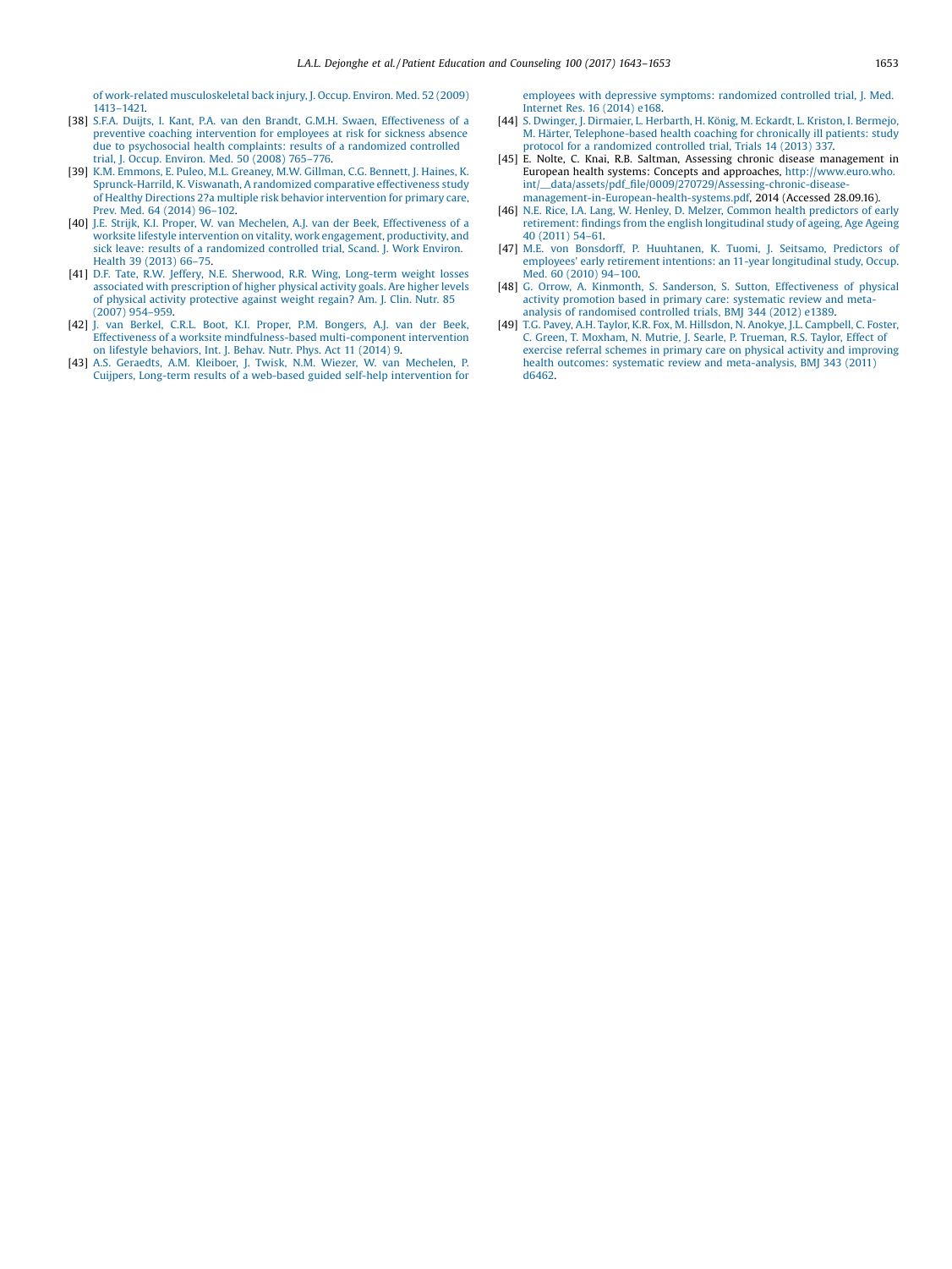of work-related musculoskeletal back injury, J. Occup. Environ. Med. 52 (2009) 1413–1421.

[38] S.F.A. Duijts, I. Kant, P.A. van den Brandt, G.M.H. Swaen, Effectiveness of a preventive coaching intervention for employees at risk for sickness absence due to psychosocial health complaints: results of a randomized controlled trial, J. Occup. Environ. Med. 50 (2008) 765–776.

[39] K.M. Emmons, E. Puleo, M.L. Greaney, M.W. Gillman, C.G. Bennett, J. Haines, K. Sprunck-Harrild, K. Viswanath, A randomized comparative effectiveness study of Healthy Directions 2?a multiple risk behavior intervention for primary care, Prev. Med. 64 (2014) 96–102.

[40] J.E. Strijk, K.I. Proper, W. van Mechelen, A.J. van der Beek, Effectiveness of a worksite lifestyle intervention on vitality, work engagement, productivity, and sick leave: results of a randomized controlled trial, Scand. J. Work Environ. Health 39 (2013) 66–75.

[41] D.F. Tate, R.W. Jeffery, N.E. Sherwood, R.R. Wing, Long-term weight losses associated with prescription of higher physical activity goals. Are higher levels of physical activity protective against weight regain? Am. J. Clin. Nutr. 85 (2007) 954–959.

[42] J. van Berkel, C.R.L. Boot, K.I. Proper, P.M. Bongers, A.J. van der Beek, Effectiveness of a worksite mindfulness-based multi-component intervention on lifestyle behaviors, Int. J. Behav. Nutr. Phys. Act 11 (2014) 9.

[43] A.S. Geraedts, A.M. Kleiboer, J. Twisk, N.M. Wiezer, W. van Mechelen, P. Cuijpers, Long-term results of a web-based guided self-help intervention for employees with depressive symptoms: randomized controlled trial, J. Med. Internet Res. 16 (2014) e168.

[44] S. Dwinger, J. Dirmaier, L. Herbarth, H. König, M. Eckardt, L. Kriston, I. Bermejo, M. Härter, Telephone-based health coaching for chronically ill patients: study protocol for a randomized controlled trial, Trials 14 (2013) 337.

[45] E. Nolte, C. Knai, R.B. Saltman, Assessing chronic disease management in European health systems: Concepts and approaches, http://www.euro.who.int/__data/assets/pdf_file/0009/270729/Assessing-chronic-disease-management-in-European-health-systems.pdf, 2014 (Accessed 28.09.16).

[46] N.E. Rice, I.A. Lang, W. Henley, D. Melzer, Common health predictors of early retirement: findings from the english longitudinal study of ageing, Age Ageing 40 (2011) 54–61.

[47] M.E. von Bonsdorff, P. Huuhtanen, K. Tuomi, J. Seitsamo, Predictors of employees' early retirement intentions: an 11-year longitudinal study, Occup. Med. 60 (2010) 94–100.

[48] G. Orrow, A. Kinmonth, S. Sanderson, S. Sutton, Effectiveness of physical activity promotion based in primary care: systematic review and meta-analysis of randomised controlled trials, BMJ 344 (2012) e1389.

[49] T.G. Pavey, A.H. Taylor, K.R. Fox, M. Hillsdon, N. Anokye, J.L. Campbell, C. Foster, C. Green, T. Moxham, N. Mutrie, J. Searle, P. Trueman, R.S. Taylor, Effect of exercise referral schemes in primary care on physical activity and improving health outcomes: systematic review and meta-analysis, BMJ 343 (2011) d6462.